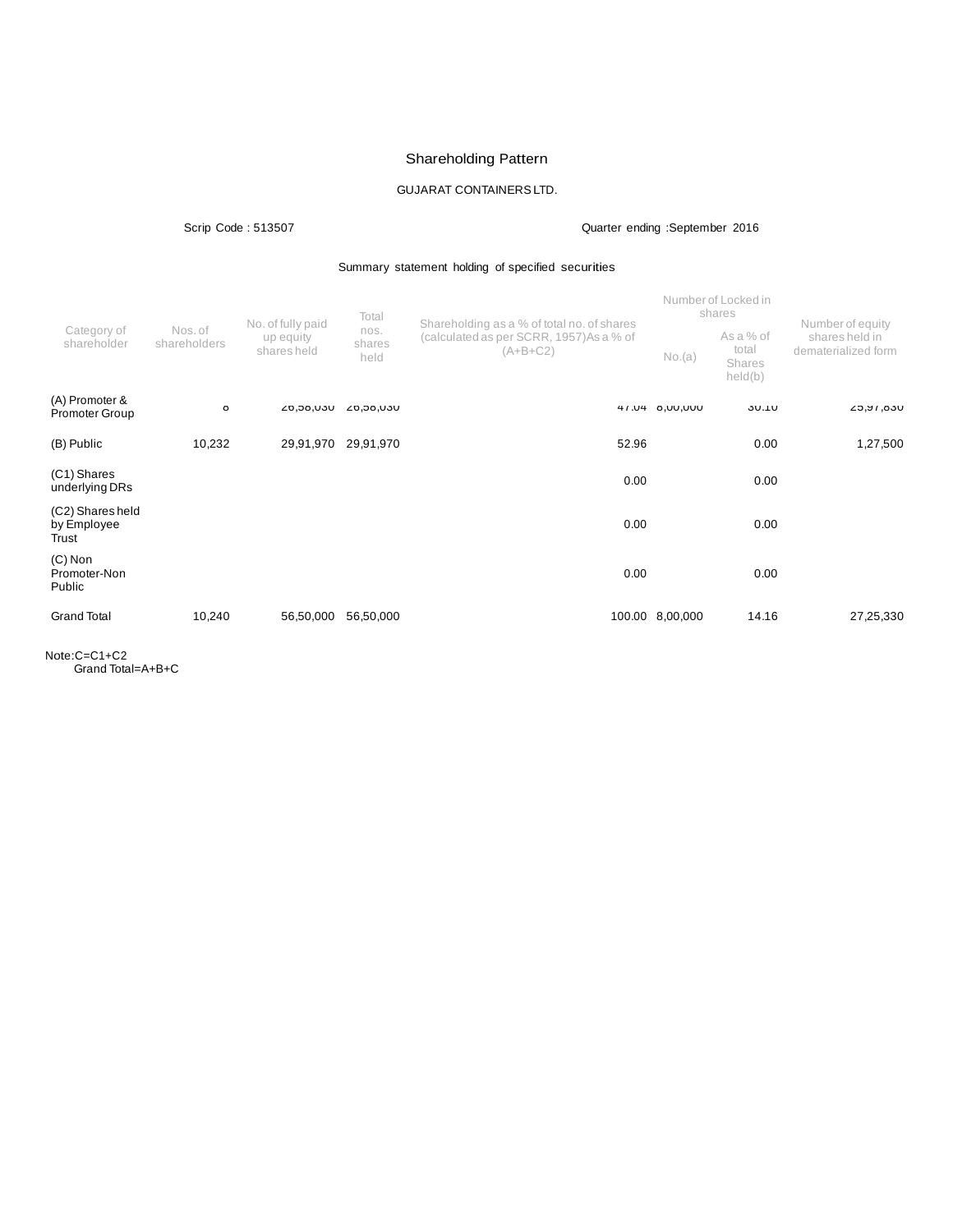# Shareholding Pattern

GUJARAT CONTAINERS LTD.

Scrip Code : 513507 Quarter ending :September 2016

Summary statement holding of specified securities

| Category of shareholder | Nos. of shareholders | No. of fully paid up equity shares held | Total nos. shares held | Shareholding as a % of total no. of shares (calculated as per SCRR, 1957)As a % of (A+B+C2) | Number of Locked in shares | | Number of equity shares held in dematerialized form |
|---|---|---|---|---|---|---|---|
| | | | | | No.(a) | As a % of total Shares held(b) | |
| (A) Promoter & Promoter Group | 8 | 26,58,030 | 26,58,030 | 47.04 | 8,00,000 | 30.10 | 25,97,830 |
| (B) Public | 10,232 | 29,91,970 | 29,91,970 | 52.96 | | 0.00 | 1,27,500 |
| (C1) Shares underlying DRs | | | | 0.00 | | 0.00 | |
| (C2) Shares held by Employee Trust | | | | 0.00 | | 0.00 | |
| (C) Non Promoter-Non Public | | | | 0.00 | | 0.00 | |
| Grand Total | 10,240 | 56,50,000 | 56,50,000 | 100.00 | 8,00,000 | 14.16 | 27,25,330 |

Note:C=C1+C2
Grand Total=A+B+C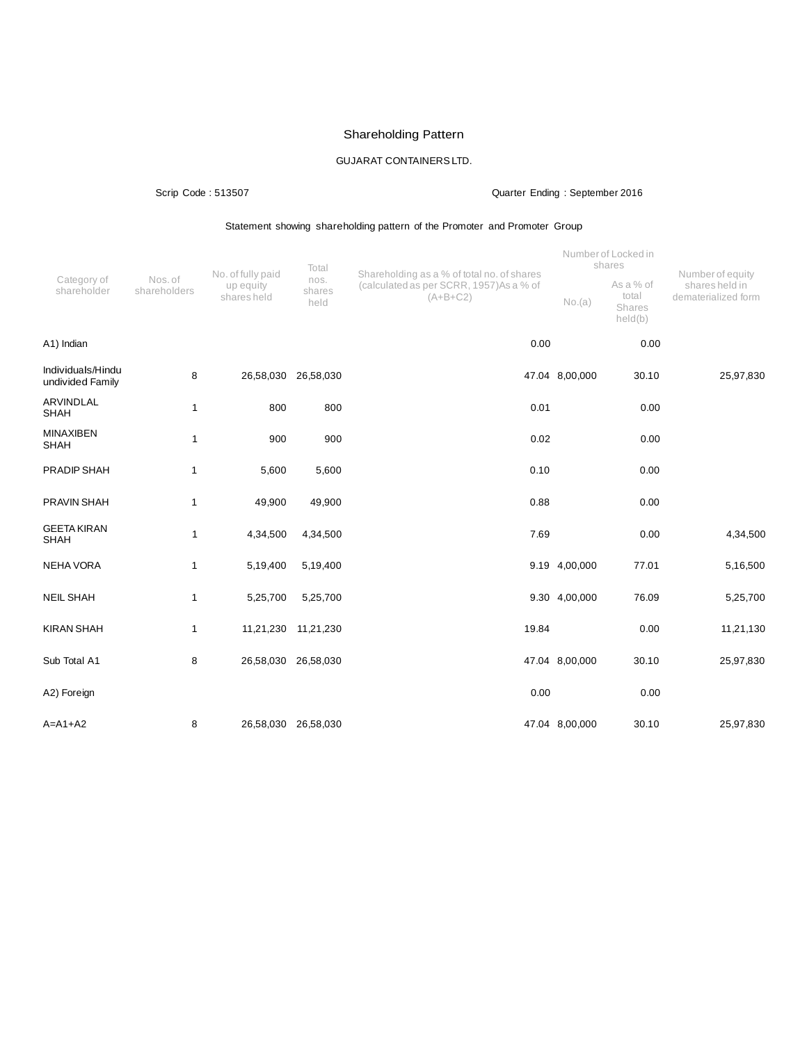# Shareholding Pattern

GUJARAT CONTAINERS LTD.

Scrip Code : 513507

Quarter Ending : September 2016

Statement showing shareholding pattern of the Promoter and Promoter Group

| Category of shareholder | Nos. of shareholders | No. of fully paid up equity shares held | Total nos. shares held | Shareholding as a % of total no. of shares (calculated as per SCRR, 1957)As a % of (A+B+C2) | Number of Locked in shares | | Number of equity shares held in dematerialized form |
|---|---|---|---|---|---|---|---|
| | | | | | No.(a) | As a % of total Shares held(b) | |
| A1) Indian | | | | 0.00 | | 0.00 | |
| Individuals/Hindu undivided Family | 8 | 26,58,030 | 26,58,030 | 47.04 | 8,00,000 | 30.10 | 25,97,830 |
| ARVINDLAL SHAH | 1 | 800 | 800 | 0.01 | | 0.00 | |
| MINAXIBEN SHAH | 1 | 900 | 900 | 0.02 | | 0.00 | |
| PRADIP SHAH | 1 | 5,600 | 5,600 | 0.10 | | 0.00 | |
| PRAVIN SHAH | 1 | 49,900 | 49,900 | 0.88 | | 0.00 | |
| GEETA KIRAN SHAH | 1 | 4,34,500 | 4,34,500 | 7.69 | | 0.00 | 4,34,500 |
| NEHA VORA | 1 | 5,19,400 | 5,19,400 | 9.19 | 4,00,000 | 77.01 | 5,16,500 |
| NEIL SHAH | 1 | 5,25,700 | 5,25,700 | 9.30 | 4,00,000 | 76.09 | 5,25,700 |
| KIRAN SHAH | 1 | 11,21,230 | 11,21,230 | 19.84 | | 0.00 | 11,21,130 |
| Sub Total A1 | 8 | 26,58,030 | 26,58,030 | 47.04 | 8,00,000 | 30.10 | 25,97,830 |
| A2) Foreign | | | | 0.00 | | 0.00 | |
| A=A1+A2 | 8 | 26,58,030 | 26,58,030 | 47.04 | 8,00,000 | 30.10 | 25,97,830 |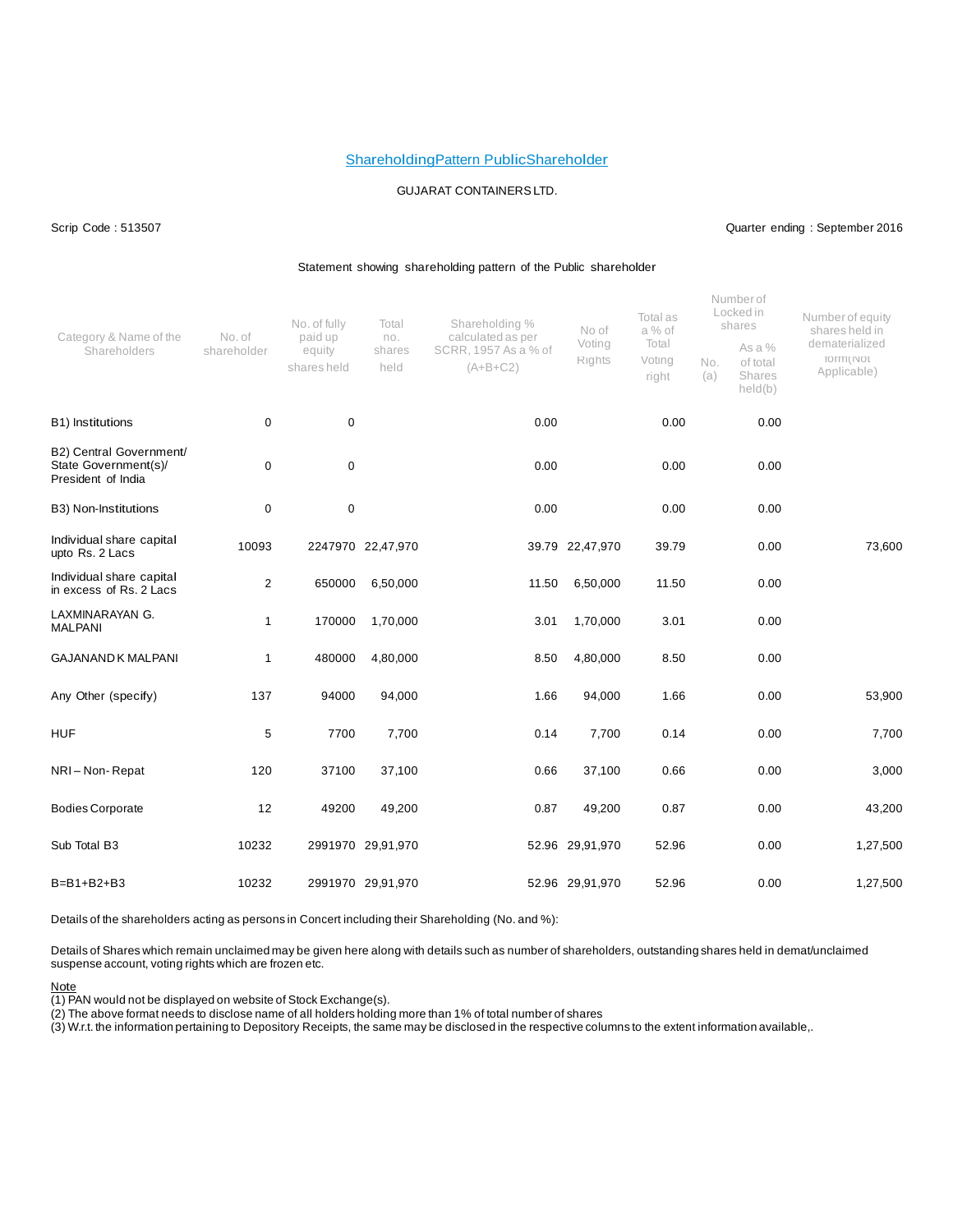# ShareholdingPattern PublicShareholder

GUJARAT CONTAINERS LTD.

Scrip Code : 513507

Quarter ending : September 2016

Statement showing shareholding pattern of the Public shareholder

| Category & Name of the Shareholders | No. of shareholder | No. of fully paid up equity shares held | Total no. shares held | Shareholding % calculated as per SCRR, 1957 As a % of (A+B+C2) | No of Voting Rights | Total as a % of Total Voting right | Number of Locked in shares No. (a) | As a % of total Shares held(b) | Number of equity shares held in dematerialized form(Not Applicable) |
|---|---|---|---|---|---|---|---|---|---|
| B1) Institutions | 0 | 0 | | 0.00 | | 0.00 | | 0.00 | |
| B2) Central Government/ State Government(s)/ President of India | 0 | 0 | | 0.00 | | 0.00 | | 0.00 | |
| B3) Non-Institutions | 0 | 0 | | 0.00 | | 0.00 | | 0.00 | |
| Individual share capital upto Rs. 2 Lacs | 10093 | 2247970 | 22,47,970 | 39.79 | 22,47,970 | 39.79 | | 0.00 | 73,600 |
| Individual share capital in excess of Rs. 2 Lacs | 2 | 650000 | 6,50,000 | 11.50 | 6,50,000 | 11.50 | | 0.00 | |
| LAXMINARAYAN G. MALPANI | 1 | 170000 | 1,70,000 | 3.01 | 1,70,000 | 3.01 | | 0.00 | |
| GAJANAND K MALPANI | 1 | 480000 | 4,80,000 | 8.50 | 4,80,000 | 8.50 | | 0.00 | |
| Any Other (specify) | 137 | 94000 | 94,000 | 1.66 | 94,000 | 1.66 | | 0.00 | 53,900 |
| HUF | 5 | 7700 | 7,700 | 0.14 | 7,700 | 0.14 | | 0.00 | 7,700 |
| NRI – Non- Repat | 120 | 37100 | 37,100 | 0.66 | 37,100 | 0.66 | | 0.00 | 3,000 |
| Bodies Corporate | 12 | 49200 | 49,200 | 0.87 | 49,200 | 0.87 | | 0.00 | 43,200 |
| Sub Total B3 | 10232 | 2991970 | 29,91,970 | 52.96 | 29,91,970 | 52.96 | | 0.00 | 1,27,500 |
| B=B1+B2+B3 | 10232 | 2991970 | 29,91,970 | 52.96 | 29,91,970 | 52.96 | | 0.00 | 1,27,500 |

Details of the shareholders acting as persons in Concert including their Shareholding (No. and %):

Details of Shares which remain unclaimed may be given here along with details such as number of shareholders, outstanding shares held in demat/unclaimed suspense account, voting rights which are frozen etc.

Note

(1) PAN would not be displayed on website of Stock Exchange(s).

(2) The above format needs to disclose name of all holders holding more than 1% of total number of shares

(3) W.r.t. the information pertaining to Depository Receipts, the same may be disclosed in the respective columns to the extent information available,.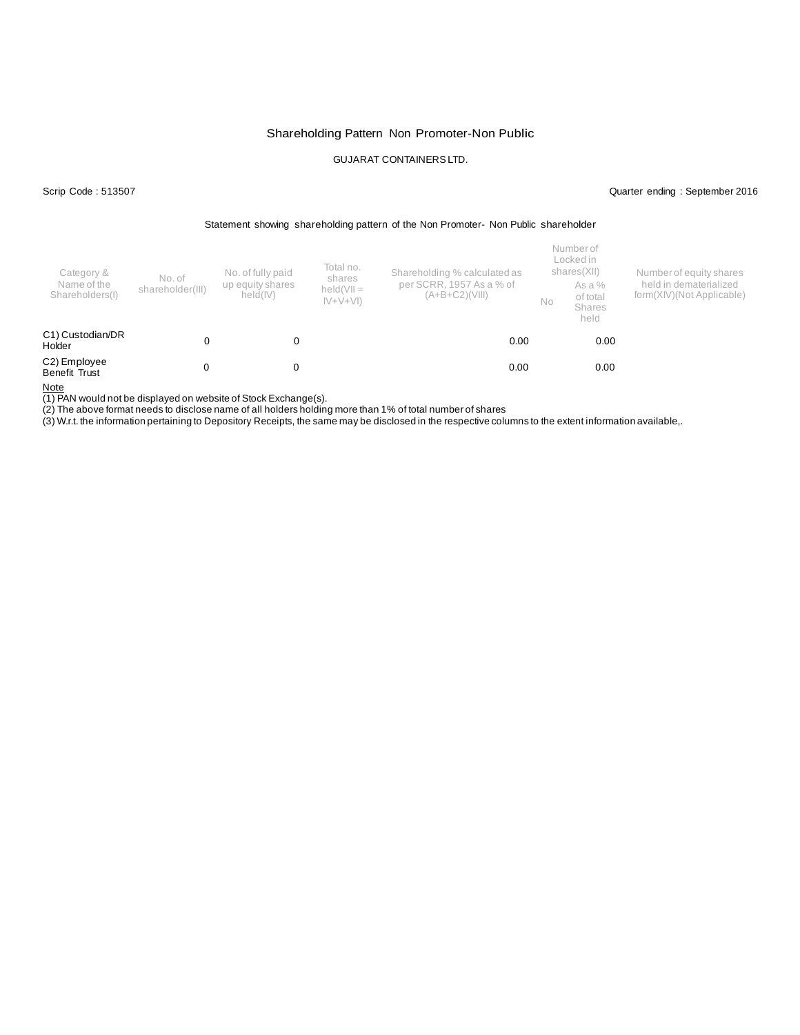# Shareholding Pattern Non Promoter-Non Public

GUJARAT CONTAINERS LTD.

Scrip Code : 513507 Quarter ending : September 2016

Statement showing shareholding pattern of the Non Promoter- Non Public shareholder

| Category & Name of the Shareholders(I) | No. of shareholder(III) | No. of fully paid up equity shares held(IV) | Total no. shares held(VII = IV+V+VI) | Shareholding % calculated as per SCRR, 1957 As a % of (A+B+C2)(VIII) | Number of Locked in shares(XII) | | Number of equity shares held in dematerialized form(XIV)(Not Applicable) |
|---|---|---|---|---|---|---|---|
| | | | | | No | As a % of total Shares held | |
| C1) Custodian/DR Holder | 0 | 0 | | 0.00 | | 0.00 | |
| C2) Employee Benefit Trust | 0 | 0 | | 0.00 | | 0.00 | |

Note

(1) PAN would not be displayed on website of Stock Exchange(s).

(2) The above format needs to disclose name of all holders holding more than 1% of total number of shares

(3) W.r.t. the information pertaining to Depository Receipts, the same may be disclosed in the respective columns to the extent information available,.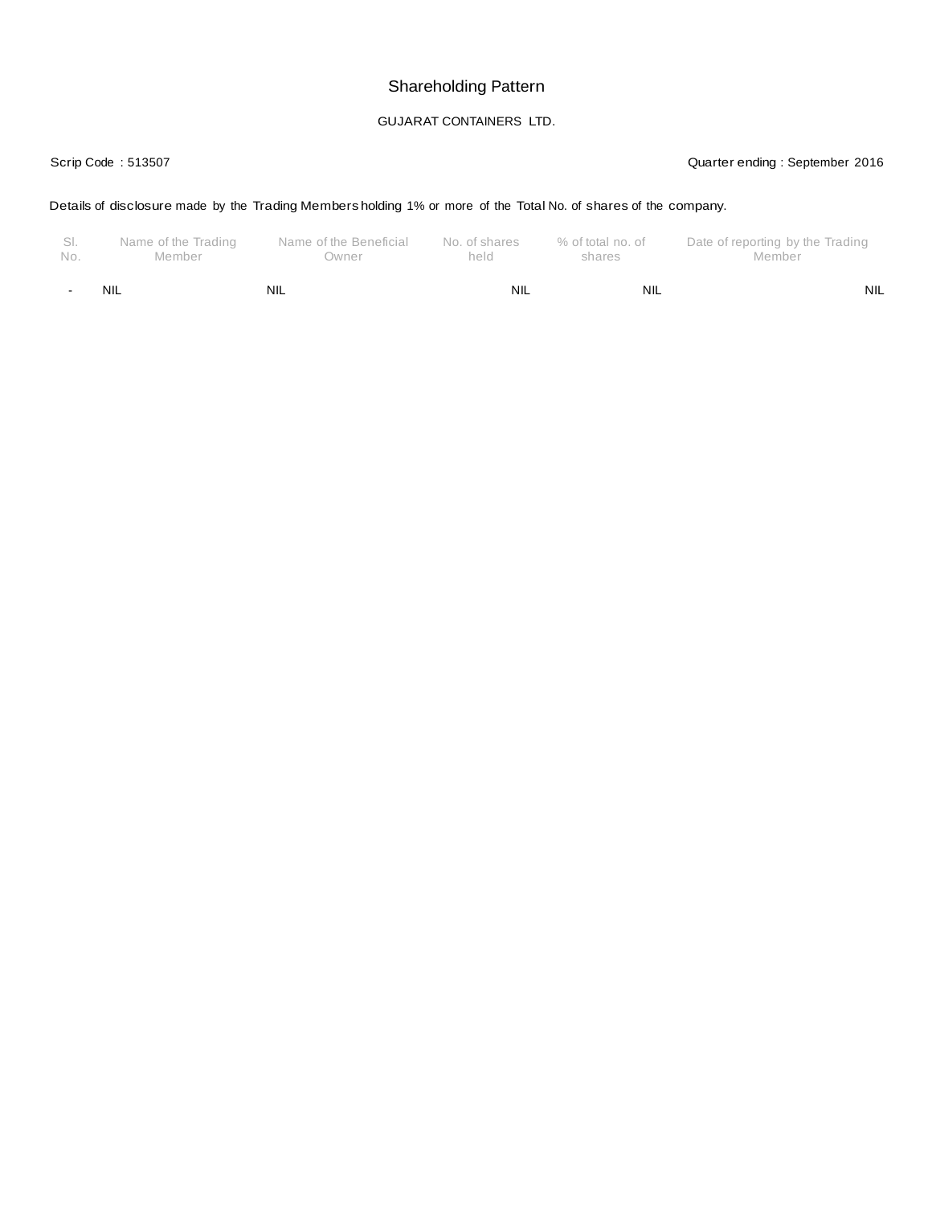# Shareholding Pattern

GUJARAT CONTAINERS LTD.

Scrip Code : 513507

Quarter ending : September 2016

Details of disclosure made by the Trading Members holding 1% or more of the Total No. of shares of the company.

| Sl. No. | Name of the Trading Member | Name of the Beneficial Owner | No. of shares held | % of total no. of shares | Date of reporting by the Trading Member |
|---|---|---|---|---|---|
| - | NIL | NIL | NIL | NIL | NIL |